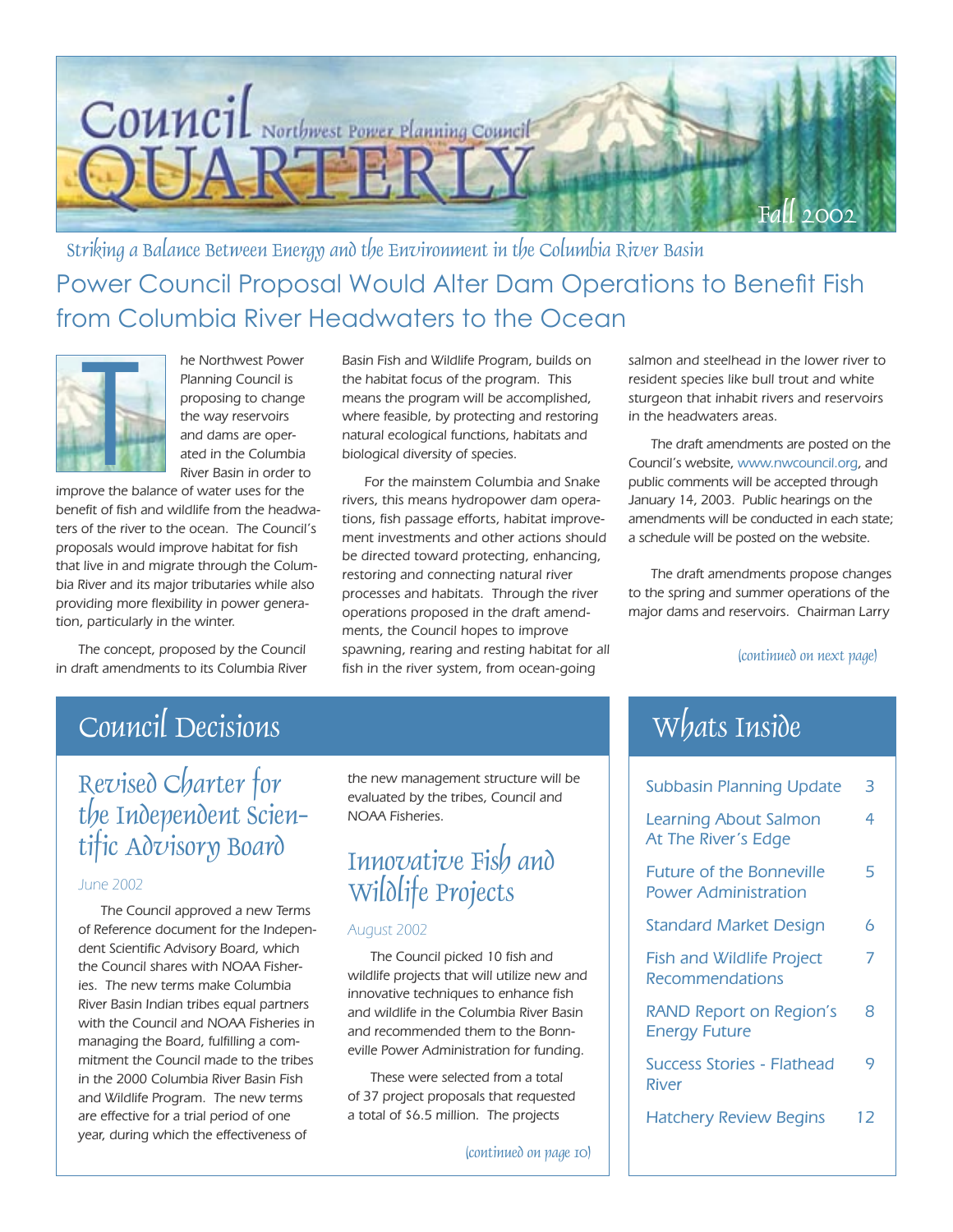# Council Quarterly

Northwest Power Planning Council

Fall 2002

*Striking a Balance Between Energy and the Environment in the Columbia River Basin*

## Power Council Proposal Would Alter Dam Operations to Benefit Fish from Columbia River Headwaters to the Ocean

The Northwest Power Planning Council is proposing to change the way reservoirs and dams are operated in the Columbia River Basin in order to improve the balance of water uses for the benefit of fish and wildlife from the headwaters of the river to the ocean. The Council's proposals would improve habitat for fish that live in and migrate through the Columbia River and its major tributaries while also providing more flexibility in power generation, particularly in the winter.

The concept, proposed by the Council in draft amendments to its Columbia River Basin Fish and Wildlife Program, builds on the habitat focus of the program. This means the program will be accomplished, where feasible, by protecting and restoring natural ecological functions, habitats and biological diversity of species.

For the mainstem Columbia and Snake rivers, this means hydropower dam operations, fish passage efforts, habitat improvement investments and other actions should be directed toward protecting, enhancing, restoring and connecting natural river processes and habitats. Through the river operations proposed in the draft amendments, the Council hopes to improve spawning, rearing and resting habitat for all fish in the river system, from ocean-going salmon and steelhead in the lower river to resident species like bull trout and white sturgeon that inhabit rivers and reservoirs in the headwaters areas.

The draft amendments are posted on the Council's website, www.nwcouncil.org, and public comments will be accepted through January 14, 2003. Public hearings on the amendments will be conducted in each state; a schedule will be posted on the website.

The draft amendments propose changes to the spring and summer operations of the major dams and reservoirs. Chairman Larry

*(continued on next page)*

## Council Decisions

### Revised Charter for the Independent Scientific Advisory Board

*June 2002*

The Council approved a new Terms of Reference document for the Independent Scientific Advisory Board, which the Council shares with NOAA Fisheries. The new terms make Columbia River Basin Indian tribes equal partners with the Council and NOAA Fisheries in managing the Board, fulfilling a commitment the Council made to the tribes in the 2000 Columbia River Basin Fish and Wildlife Program. The new terms are effective for a trial period of one year, during which the effectiveness of the new management structure will be evaluated by the tribes, Council and NOAA Fisheries.

### Innovative Fish and Wildlife Projects

*August 2002*

The Council picked 10 fish and wildlife projects that will utilize new and innovative techniques to enhance fish and wildlife in the Columbia River Basin and recommended them to the Bonneville Power Administration for funding.

These were selected from a total of 37 project proposals that requested a total of $6.5 million. The projects

*(continued on page 10)*

## Whats Inside

| | |
|---|---|
| Subbasin Planning Update | 3 |
| Learning About Salmon At The River's Edge | 4 |
| Future of the Bonneville Power Administration | 5 |
| Standard Market Design | 6 |
| Fish and Wildlife Project Recommendations | 7 |
| RAND Report on Region's Energy Future | 8 |
| Success Stories - Flathead River | 9 |
| Hatchery Review Begins | 12 |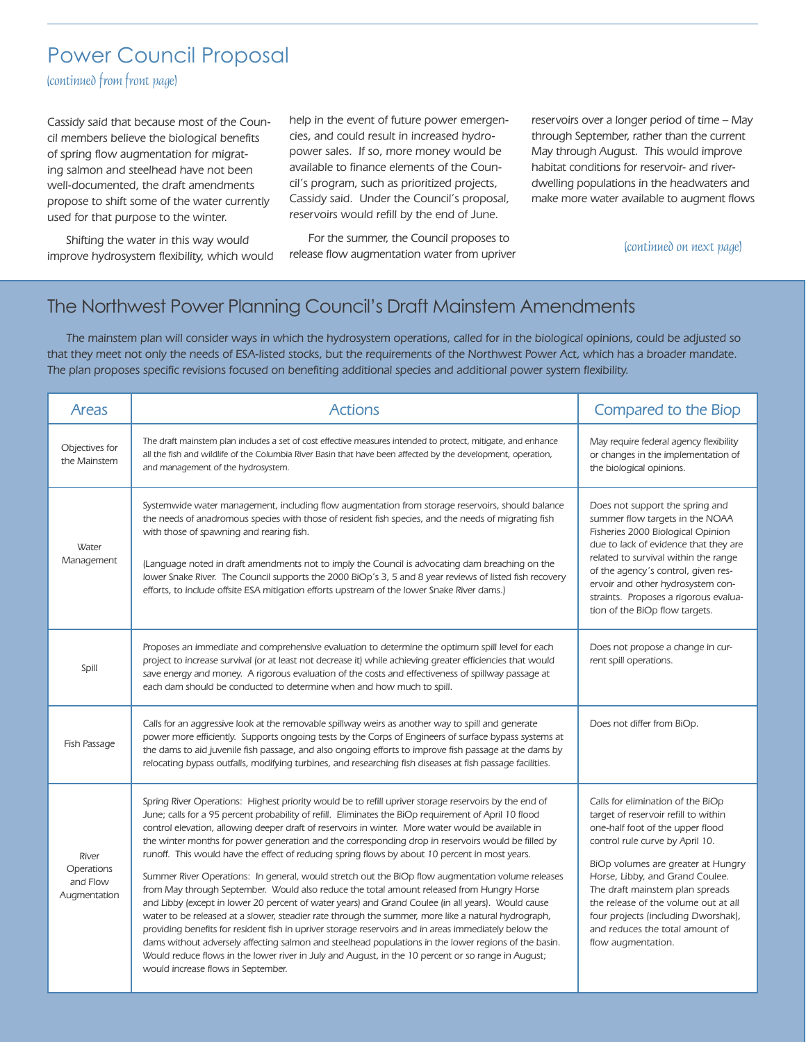## Power Council Proposal

*(continued from front page)*

Cassidy said that because most of the Council members believe the biological benefits of spring flow augmentation for migrating salmon and steelhead have not been well-documented, the draft amendments propose to shift some of the water currently used for that purpose to the winter.

Shifting the water in this way would improve hydrosystem flexibility, which would help in the event of future power emergencies, and could result in increased hydropower sales. If so, more money would be available to finance elements of the Council's program, such as prioritized projects, Cassidy said. Under the Council's proposal, reservoirs would refill by the end of June.

For the summer, the Council proposes to release flow augmentation water from upriver reservoirs over a longer period of time – May through September, rather than the current May through August. This would improve habitat conditions for reservoir- and river-dwelling populations in the headwaters and make more water available to augment flows

*(continued on next page)*

## The Northwest Power Planning Council's Draft Mainstem Amendments

The mainstem plan will consider ways in which the hydrosystem operations, called for in the biological opinions, could be adjusted so that they meet not only the needs of ESA-listed stocks, but the requirements of the Northwest Power Act, which has a broader mandate. The plan proposes specific revisions focused on benefiting additional species and additional power system flexibility.

| Areas | Actions | Compared to the Biop |
|---|---|---|
| Objectives for the Mainstem | The draft mainstem plan includes a set of cost effective measures intended to protect, mitigate, and enhance all the fish and wildlife of the Columbia River Basin that have been affected by the development, operation, and management of the hydrosystem. | May require federal agency flexibility or changes in the implementation of the biological opinions. |
| Water Management | Systemwide water management, including flow augmentation from storage reservoirs, should balance the needs of anadromous species with those of resident fish species, and the needs of migrating fish with those of spawning and rearing fish.<br><br>(Language noted in draft amendments not to imply the Council is advocating dam breaching on the lower Snake River. The Council supports the 2000 BiOp's 3, 5 and 8 year reviews of listed fish recovery efforts, to include offsite ESA mitigation efforts upstream of the lower Snake River dams.) | Does not support the spring and summer flow targets in the NOAA Fisheries 2000 Biological Opinion due to lack of evidence that they are related to survival within the range of the agency's control, given reservoir and other hydrosystem constraints. Proposes a rigorous evaluation of the BiOp flow targets. |
| Spill | Proposes an immediate and comprehensive evaluation to determine the optimum spill level for each project to increase survival (or at least not decrease it) while achieving greater efficiencies that would save energy and money. A rigorous evaluation of the costs and effectiveness of spillway passage at each dam should be conducted to determine when and how much to spill. | Does not propose a change in current spill operations. |
| Fish Passage | Calls for an aggressive look at the removable spillway weirs as another way to spill and generate power more efficiently. Supports ongoing tests by the Corps of Engineers of surface bypass systems at the dams to aid juvenile fish passage, and also ongoing efforts to improve fish passage at the dams by relocating bypass outfalls, modifying turbines, and researching fish diseases at fish passage facilities. | Does not differ from BiOp. |
| River Operations and Flow Augmentation | Spring River Operations: Highest priority would be to refill upriver storage reservoirs by the end of June; calls for a 95 percent probability of refill. Eliminates the BiOp requirement of April 10 flood control elevation, allowing deeper draft of reservoirs in winter. More water would be available in the winter months for power generation and the corresponding drop in reservoirs would be filled by runoff. This would have the effect of reducing spring flows by about 10 percent in most years.<br><br>Summer River Operations: In general, would stretch out the BiOp flow augmentation volume releases from May through September. Would also reduce the total amount released from Hungry Horse and Libby (except in lower 20 percent of water years) and Grand Coulee (in all years). Would cause water to be released at a slower, steadier rate through the summer, more like a natural hydrograph, providing benefits for resident fish in upriver storage reservoirs and in areas immediately below the dams without adversely affecting salmon and steelhead populations in the lower regions of the basin. Would reduce flows in the lower river in July and August, in the 10 percent or so range in August; would increase flows in September. | Calls for elimination of the BiOp target of reservoir refill to within one-half foot of the upper flood control rule curve by April 10.<br><br>BiOp volumes are greater at Hungry Horse, Libby, and Grand Coulee. The draft mainstem plan spreads the release of the volume out at all four projects (including Dworshak), and reduces the total amount of flow augmentation. |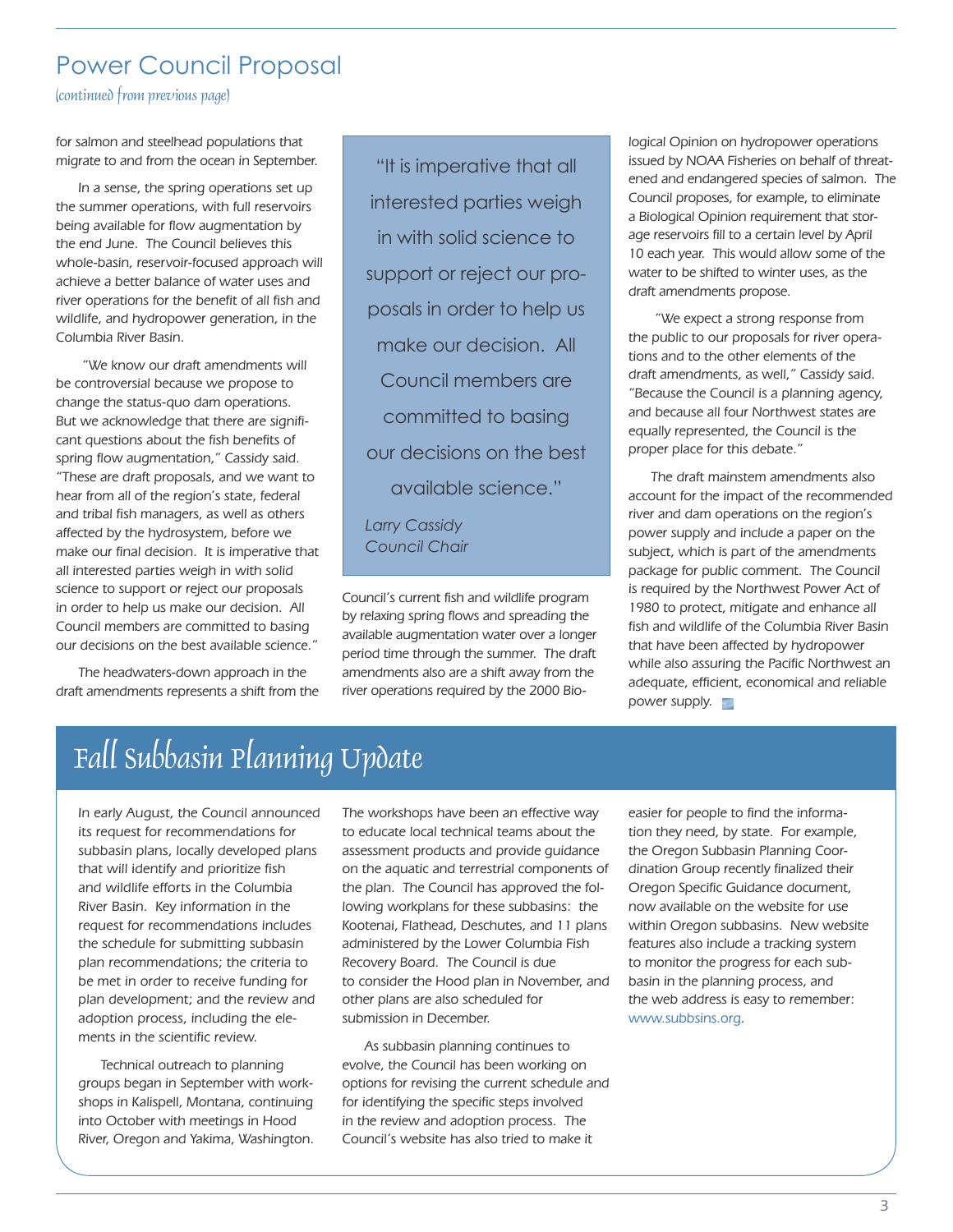## Power Council Proposal

*(continued from previous page)*

for salmon and steelhead populations that migrate to and from the ocean in September.

In a sense, the spring operations set up the summer operations, with full reservoirs being available for flow augmentation by the end June. The Council believes this whole-basin, reservoir-focused approach will achieve a better balance of water uses and river operations for the benefit of all fish and wildlife, and hydropower generation, in the Columbia River Basin.

"We know our draft amendments will be controversial because we propose to change the status-quo dam operations. But we acknowledge that there are significant questions about the fish benefits of spring flow augmentation," Cassidy said. "These are draft proposals, and we want to hear from all of the region's state, federal and tribal fish managers, as well as others affected by the hydrosystem, before we make our final decision. It is imperative that all interested parties weigh in with solid science to support or reject our proposals in order to help us make our decision. All Council members are committed to basing our decisions on the best available science."

The headwaters-down approach in the draft amendments represents a shift from the Council's current fish and wildlife program by relaxing spring flows and spreading the available augmentation water over a longer period time through the summer. The draft amendments also are a shift away from the river operations required by the 2000 Biological Opinion on hydropower operations issued by NOAA Fisheries on behalf of threatened and endangered species of salmon. The Council proposes, for example, to eliminate a Biological Opinion requirement that storage reservoirs fill to a certain level by April 10 each year. This would allow some of the water to be shifted to winter uses, as the draft amendments propose.

> "It is imperative that all interested parties weigh in with solid science to support or reject our proposals in order to help us make our decision. All Council members are committed to basing our decisions on the best available science."
>
> *Larry Cassidy*
> *Council Chair*

"We expect a strong response from the public to our proposals for river operations and to the other elements of the draft amendments, as well," Cassidy said. "Because the Council is a planning agency, and because all four Northwest states are equally represented, the Council is the proper place for this debate."

The draft mainstem amendments also account for the impact of the recommended river and dam operations on the region's power supply and include a paper on the subject, which is part of the amendments package for public comment. The Council is required by the Northwest Power Act of 1980 to protect, mitigate and enhance all fish and wildlife of the Columbia River Basin that have been affected by hydropower while also assuring the Pacific Northwest an adequate, efficient, economical and reliable power supply.

## Fall Subbasin Planning Update

In early August, the Council announced its request for recommendations for subbasin plans, locally developed plans that will identify and prioritize fish and wildlife efforts in the Columbia River Basin. Key information in the request for recommendations includes the schedule for submitting subbasin plan recommendations; the criteria to be met in order to receive funding for plan development; and the review and adoption process, including the elements in the scientific review.

Technical outreach to planning groups began in September with workshops in Kalispell, Montana, continuing into October with meetings in Hood River, Oregon and Yakima, Washington. The workshops have been an effective way to educate local technical teams about the assessment products and provide guidance on the aquatic and terrestrial components of the plan. The Council has approved the following workplans for these subbasins: the Kootenai, Flathead, Deschutes, and 11 plans administered by the Lower Columbia Fish Recovery Board. The Council is due to consider the Hood plan in November, and other plans are also scheduled for submission in December.

As subbasin planning continues to evolve, the Council has been working on options for revising the current schedule and for identifying the specific steps involved in the review and adoption process. The Council's website has also tried to make it easier for people to find the information they need, by state. For example, the Oregon Subbasin Planning Coordination Group recently finalized their Oregon Specific Guidance document, now available on the website for use within Oregon subbasins. New website features also include a tracking system to monitor the progress for each subbasin in the planning process, and the web address is easy to remember: www.subbsins.org.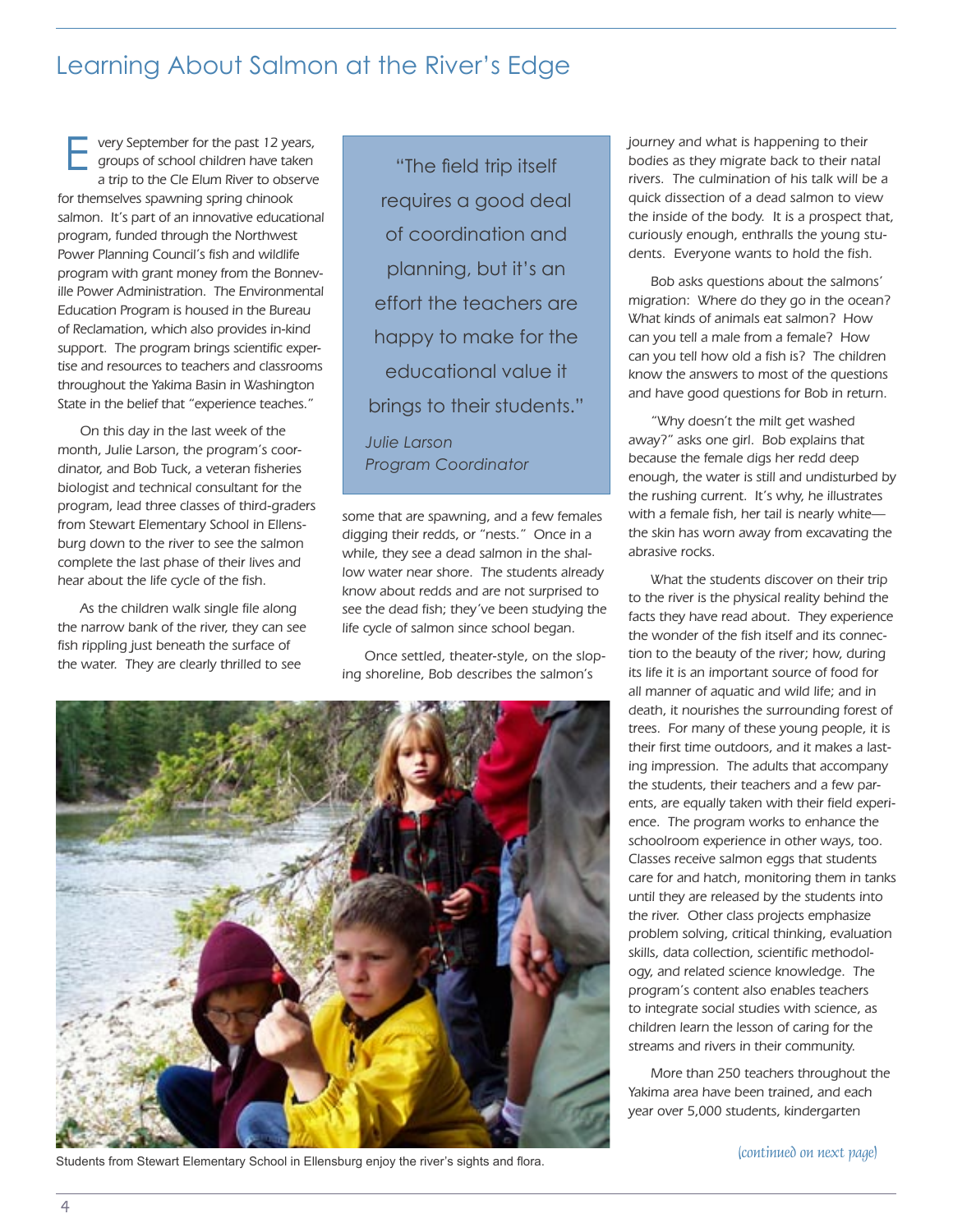# Learning About Salmon at the River's Edge

Every September for the past 12 years, groups of school children have taken a trip to the Cle Elum River to observe for themselves spawning spring chinook salmon. It's part of an innovative educational program, funded through the Northwest Power Planning Council's fish and wildlife program with grant money from the Bonneville Power Administration. The Environmental Education Program is housed in the Bureau of Reclamation, which also provides in-kind support. The program brings scientific expertise and resources to teachers and classrooms throughout the Yakima Basin in Washington State in the belief that "experience teaches."

On this day in the last week of the month, Julie Larson, the program's coordinator, and Bob Tuck, a veteran fisheries biologist and technical consultant for the program, lead three classes of third-graders from Stewart Elementary School in Ellensburg down to the river to see the salmon complete the last phase of their lives and hear about the life cycle of the fish.

As the children walk single file along the narrow bank of the river, they can see fish rippling just beneath the surface of the water. They are clearly thrilled to see some that are spawning, and a few females digging their redds, or "nests." Once in a while, they see a dead salmon in the shallow water near shore. The students already know about redds and are not surprised to see the dead fish; they've been studying the life cycle of salmon since school began.

> "The field trip itself requires a good deal of coordination and planning, but it's an effort the teachers are happy to make for the educational value it brings to their students."
>
> *Julie Larson*
> *Program Coordinator*

Once settled, theater-style, on the sloping shoreline, Bob describes the salmon's journey and what is happening to their bodies as they migrate back to their natal rivers. The culmination of his talk will be a quick dissection of a dead salmon to view the inside of the body. It is a prospect that, curiously enough, enthralls the young students. Everyone wants to hold the fish.

Bob asks questions about the salmons' migration: Where do they go in the ocean? What kinds of animals eat salmon? How can you tell a male from a female? How can you tell how old a fish is? The children know the answers to most of the questions and have good questions for Bob in return.

"Why doesn't the milt get washed away?" asks one girl. Bob explains that because the female digs her redd deep enough, the water is still and undisturbed by the rushing current. It's why, he illustrates with a female fish, her tail is nearly white—the skin has worn away from excavating the abrasive rocks.

What the students discover on their trip to the river is the physical reality behind the facts they have read about. They experience the wonder of the fish itself and its connection to the beauty of the river; how, during its life it is an important source of food for all manner of aquatic and wild life; and in death, it nourishes the surrounding forest of trees. For many of these young people, it is their first time outdoors, and it makes a lasting impression. The adults that accompany the students, their teachers and a few parents, are equally taken with their field experience. The program works to enhance the schoolroom experience in other ways, too. Classes receive salmon eggs that students care for and hatch, monitoring them in tanks until they are released by the students into the river. Other class projects emphasize problem solving, critical thinking, evaluation skills, data collection, scientific methodology, and related science knowledge. The program's content also enables teachers to integrate social studies with science, as children learn the lesson of caring for the streams and rivers in their community.

More than 250 teachers throughout the Yakima area have been trained, and each year over 5,000 students, kindergarten

Students from Stewart Elementary School in Ellensburg enjoy the river's sights and flora.

*(continued on next page)*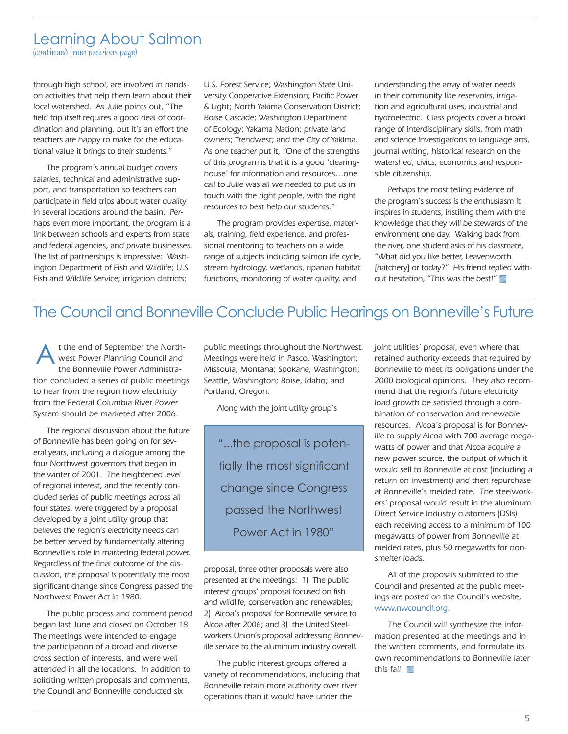## Learning About Salmon

*(continued from previous page)*

through high school, are involved in hands-on activities that help them learn about their local watershed. As Julie points out, "The field trip itself requires a good deal of coordination and planning, but it's an effort the teachers are happy to make for the educational value it brings to their students."

The program's annual budget covers salaries, technical and administrative support, and transportation so teachers can participate in field trips about water quality in several locations around the basin. Perhaps even more important, the program is a link between schools and experts from state and federal agencies, and private businesses. The list of partnerships is impressive: Washington Department of Fish and Wildlife; U.S. Fish and Wildlife Service; irrigation districts; U.S. Forest Service; Washington State University Cooperative Extension; Pacific Power & Light; North Yakima Conservation District; Boise Cascade; Washington Department of Ecology; Yakama Nation; private land owners; Trendwest; and the City of Yakima. As one teacher put it, "One of the strengths of this program is that it is a good 'clearinghouse' for information and resources…one call to Julie was all we needed to put us in touch with the right people, with the right resources to best help our students."

The program provides expertise, materials, training, field experience, and professional mentoring to teachers on a wide range of subjects including salmon life cycle, stream hydrology, wetlands, riparian habitat functions, monitoring of water quality, and understanding the array of water needs in their community like reservoirs, irrigation and agricultural uses, industrial and hydroelectric. Class projects cover a broad range of interdisciplinary skills, from math and science investigations to language arts, journal writing, historical research on the watershed, civics, economics and responsible citizenship.

Perhaps the most telling evidence of the program's success is the enthusiasm it inspires in students, instilling them with the knowledge that they will be stewards of the environment one day. Walking back from the river, one student asks of his classmate, "What did you like better, Leavenworth [hatchery] or today?" His friend replied without hesitation, "This was the best!"

## The Council and Bonneville Conclude Public Hearings on Bonneville's Future

At the end of September the Northwest Power Planning Council and the Bonneville Power Administration concluded a series of public meetings to hear from the region how electricity from the Federal Columbia River Power System should be marketed after 2006.

The regional discussion about the future of Bonneville has been going on for several years, including a dialogue among the four Northwest governors that began in the winter of 2001. The heightened level of regional interest, and the recently concluded series of public meetings across all four states, were triggered by a proposal developed by a joint utility group that believes the region's electricity needs can be better served by fundamentally altering Bonneville's role in marketing federal power. Regardless of the final outcome of the discussion, the proposal is potentially the most significant change since Congress passed the Northwest Power Act in 1980.

The public process and comment period began last June and closed on October 18. The meetings were intended to engage the participation of a broad and diverse cross section of interests, and were well attended in all the locations. In addition to soliciting written proposals and comments, the Council and Bonneville conducted six public meetings throughout the Northwest. Meetings were held in Pasco, Washington; Missoula, Montana; Spokane, Washington; Seattle, Washington; Boise, Idaho; and Portland, Oregon.

> "...the proposal is potentially the most significant change since Congress passed the Northwest Power Act in 1980"

Along with the joint utility group's proposal, three other proposals were also presented at the meetings: 1) The public interest groups' proposal focused on fish and wildlife, conservation and renewables; 2) Alcoa's proposal for Bonneville service to Alcoa after 2006; and 3) the United Steelworkers Union's proposal addressing Bonneville service to the aluminum industry overall.

The public interest groups offered a variety of recommendations, including that Bonneville retain more authority over river operations than it would have under the joint utilities' proposal, even where that retained authority exceeds that required by Bonneville to meet its obligations under the 2000 biological opinions. They also recommend that the region's future electricity load growth be satisfied through a combination of conservation and renewable resources. Alcoa's proposal is for Bonneville to supply Alcoa with 700 average megawatts of power and that Alcoa acquire a new power source, the output of which it would sell to Bonneville at cost (including a return on investment) and then repurchase at Bonneville's melded rate. The steelworkers' proposal would result in the aluminum Direct Service Industry customers (DSIs) each receiving access to a minimum of 100 megawatts of power from Bonneville at melded rates, plus 50 megawatts for non-smelter loads.

All of the proposals submitted to the Council and presented at the public meetings are posted on the Council's website, www.nwcouncil.org.

The Council will synthesize the information presented at the meetings and in the written comments, and formulate its own recommendations to Bonneville later this fall.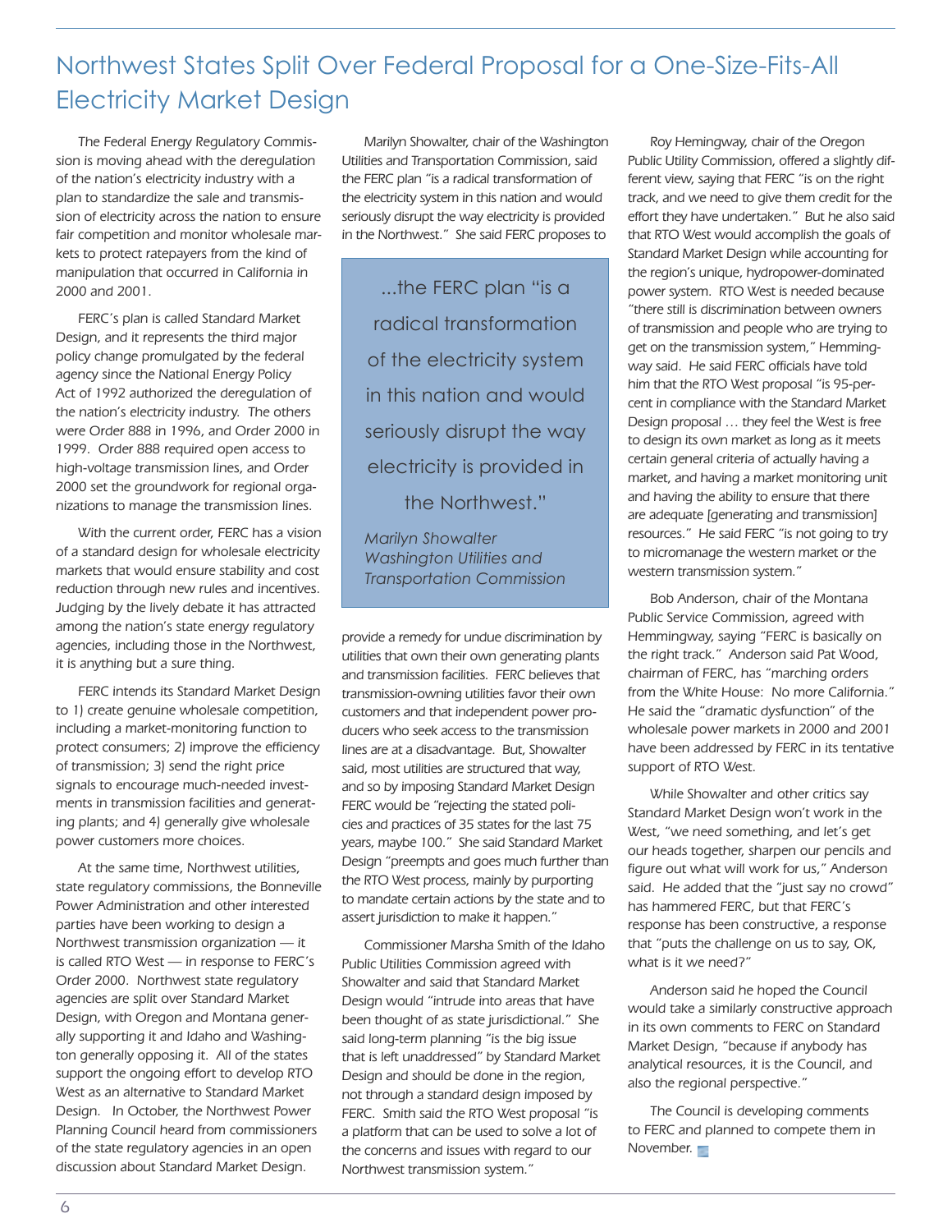# Northwest States Split Over Federal Proposal for a One-Size-Fits-All Electricity Market Design

The Federal Energy Regulatory Commission is moving ahead with the deregulation of the nation's electricity industry with a plan to standardize the sale and transmission of electricity across the nation to ensure fair competition and monitor wholesale markets to protect ratepayers from the kind of manipulation that occurred in California in 2000 and 2001.

FERC's plan is called Standard Market Design, and it represents the third major policy change promulgated by the federal agency since the National Energy Policy Act of 1992 authorized the deregulation of the nation's electricity industry. The others were Order 888 in 1996, and Order 2000 in 1999. Order 888 required open access to high-voltage transmission lines, and Order 2000 set the groundwork for regional organizations to manage the transmission lines.

With the current order, FERC has a vision of a standard design for wholesale electricity markets that would ensure stability and cost reduction through new rules and incentives. Judging by the lively debate it has attracted among the nation's state energy regulatory agencies, including those in the Northwest, it is anything but a sure thing.

FERC intends its Standard Market Design to 1) create genuine wholesale competition, including a market-monitoring function to protect consumers; 2) improve the efficiency of transmission; 3) send the right price signals to encourage much-needed investments in transmission facilities and generating plants; and 4) generally give wholesale power customers more choices.

At the same time, Northwest utilities, state regulatory commissions, the Bonneville Power Administration and other interested parties have been working to design a Northwest transmission organization — it is called RTO West — in response to FERC's Order 2000. Northwest state regulatory agencies are split over Standard Market Design, with Oregon and Montana generally supporting it and Idaho and Washington generally opposing it. All of the states support the ongoing effort to develop RTO West as an alternative to Standard Market Design. In October, the Northwest Power Planning Council heard from commissioners of the state regulatory agencies in an open discussion about Standard Market Design.

Marilyn Showalter, chair of the Washington Utilities and Transportation Commission, said the FERC plan "is a radical transformation of the electricity system in this nation and would seriously disrupt the way electricity is provided in the Northwest." She said FERC proposes to provide a remedy for undue discrimination by utilities that own their own generating plants and transmission facilities. FERC believes that transmission-owning utilities favor their own customers and that independent power producers who seek access to the transmission lines are at a disadvantage. But, Showalter said, most utilities are structured that way, and so by imposing Standard Market Design FERC would be "rejecting the stated policies and practices of 35 states for the last 75 years, maybe 100." She said Standard Market Design "preempts and goes much further than the RTO West process, mainly by purporting to mandate certain actions by the state and to assert jurisdiction to make it happen."

> ...the FERC plan "is a radical transformation of the electricity system in this nation and would seriously disrupt the way electricity is provided in the Northwest."
>
> *Marilyn Showalter*
> *Washington Utilities and Transportation Commission*

Commissioner Marsha Smith of the Idaho Public Utilities Commission agreed with Showalter and said that Standard Market Design would "intrude into areas that have been thought of as state jurisdictional." She said long-term planning "is the big issue that is left unaddressed" by Standard Market Design and should be done in the region, not through a standard design imposed by FERC. Smith said the RTO West proposal "is a platform that can be used to solve a lot of the concerns and issues with regard to our Northwest transmission system."

Roy Hemingway, chair of the Oregon Public Utility Commission, offered a slightly different view, saying that FERC "is on the right track, and we need to give them credit for the effort they have undertaken." But he also said that RTO West would accomplish the goals of Standard Market Design while accounting for the region's unique, hydropower-dominated power system. RTO West is needed because "there still is discrimination between owners of transmission and people who are trying to get on the transmission system," Hemmingway said. He said FERC officials have told him that the RTO West proposal "is 95-percent in compliance with the Standard Market Design proposal … they feel the West is free to design its own market as long as it meets certain general criteria of actually having a market, and having a market monitoring unit and having the ability to ensure that there are adequate [generating and transmission] resources." He said FERC "is not going to try to micromanage the western market or the western transmission system."

Bob Anderson, chair of the Montana Public Service Commission, agreed with Hemmingway, saying "FERC is basically on the right track." Anderson said Pat Wood, chairman of FERC, has "marching orders from the White House: No more California." He said the "dramatic dysfunction" of the wholesale power markets in 2000 and 2001 have been addressed by FERC in its tentative support of RTO West.

While Showalter and other critics say Standard Market Design won't work in the West, "we need something, and let's get our heads together, sharpen our pencils and figure out what will work for us," Anderson said. He added that the "just say no crowd" has hammered FERC, but that FERC's response has been constructive, a response that "puts the challenge on us to say, OK, what is it we need?"

Anderson said he hoped the Council would take a similarly constructive approach in its own comments to FERC on Standard Market Design, "because if anybody has analytical resources, it is the Council, and also the regional perspective."

The Council is developing comments to FERC and planned to compete them in November.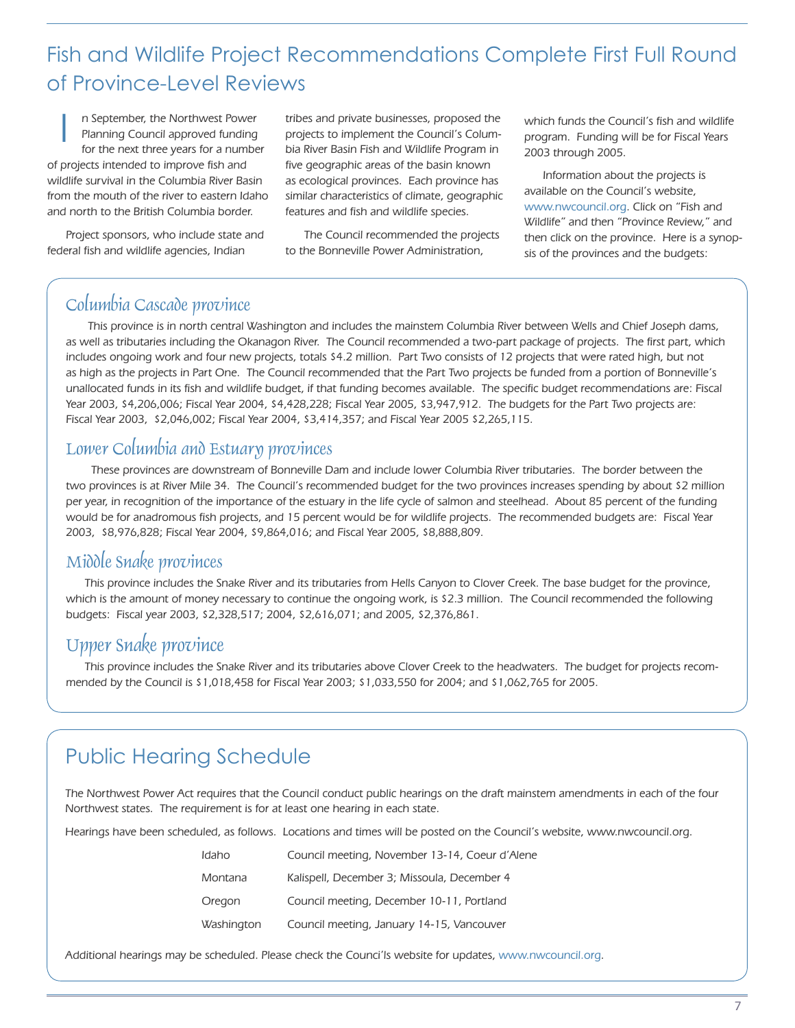# Fish and Wildlife Project Recommendations Complete First Full Round of Province-Level Reviews

In September, the Northwest Power Planning Council approved funding for the next three years for a number of projects intended to improve fish and wildlife survival in the Columbia River Basin from the mouth of the river to eastern Idaho and north to the British Columbia border.

Project sponsors, who include state and federal fish and wildlife agencies, Indian tribes and private businesses, proposed the projects to implement the Council's Columbia River Basin Fish and Wildlife Program in five geographic areas of the basin known as ecological provinces. Each province has similar characteristics of climate, geographic features and fish and wildlife species.

The Council recommended the projects to the Bonneville Power Administration, which funds the Council's fish and wildlife program. Funding will be for Fiscal Years 2003 through 2005.

Information about the projects is available on the Council's website, www.nwcouncil.org. Click on "Fish and Wildlife" and then "Province Review," and then click on the province. Here is a synopsis of the provinces and the budgets:

## Columbia Cascade province

This province is in north central Washington and includes the mainstem Columbia River between Wells and Chief Joseph dams, as well as tributaries including the Okanagon River. The Council recommended a two-part package of projects. The first part, which includes ongoing work and four new projects, totals $4.2 million. Part Two consists of 12 projects that were rated high, but not as high as the projects in Part One. The Council recommended that the Part Two projects be funded from a portion of Bonneville's unallocated funds in its fish and wildlife budget, if that funding becomes available. The specific budget recommendations are: Fiscal Year 2003, $4,206,006; Fiscal Year 2004, $4,428,228; Fiscal Year 2005, $3,947,912. The budgets for the Part Two projects are: Fiscal Year 2003, $2,046,002; Fiscal Year 2004, $3,414,357; and Fiscal Year 2005 $2,265,115.

## Lower Columbia and Estuary provinces

These provinces are downstream of Bonneville Dam and include lower Columbia River tributaries. The border between the two provinces is at River Mile 34. The Council's recommended budget for the two provinces increases spending by about $2 million per year, in recognition of the importance of the estuary in the life cycle of salmon and steelhead. About 85 percent of the funding would be for anadromous fish projects, and 15 percent would be for wildlife projects. The recommended budgets are: Fiscal Year 2003, $8,976,828; Fiscal Year 2004, $9,864,016; and Fiscal Year 2005, $8,888,809.

## Middle Snake provinces

This province includes the Snake River and its tributaries from Hells Canyon to Clover Creek. The base budget for the province, which is the amount of money necessary to continue the ongoing work, is $2.3 million. The Council recommended the following budgets: Fiscal year 2003, $2,328,517; 2004, $2,616,071; and 2005, $2,376,861.

## Upper Snake province

This province includes the Snake River and its tributaries above Clover Creek to the headwaters. The budget for projects recommended by the Council is $1,018,458 for Fiscal Year 2003; $1,033,550 for 2004; and $1,062,765 for 2005.

# Public Hearing Schedule

The Northwest Power Act requires that the Council conduct public hearings on the draft mainstem amendments in each of the four Northwest states. The requirement is for at least one hearing in each state.

Hearings have been scheduled, as follows. Locations and times will be posted on the Council's website, www.nwcouncil.org.

| | |
|---|---|
| Idaho | Council meeting, November 13-14, Coeur d'Alene |
| Montana | Kalispell, December 3; Missoula, December 4 |
| Oregon | Council meeting, December 10-11, Portland |
| Washington | Council meeting, January 14-15, Vancouver |

Additional hearings may be scheduled. Please check the Counci'ls website for updates, www.nwcouncil.org.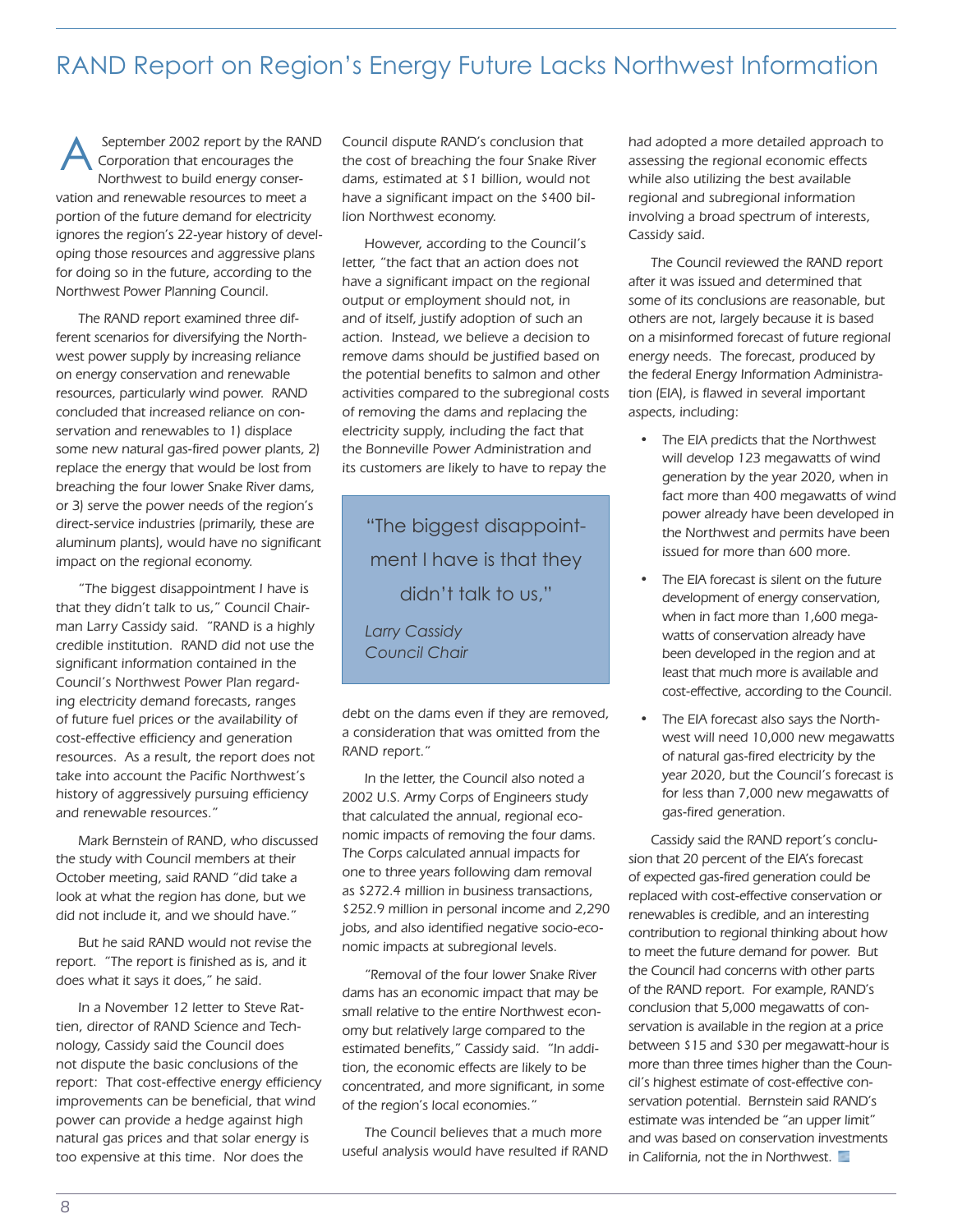# RAND Report on Region's Energy Future Lacks Northwest Information

A September 2002 report by the RAND Corporation that encourages the Northwest to build energy conservation and renewable resources to meet a portion of the future demand for electricity ignores the region's 22-year history of developing those resources and aggressive plans for doing so in the future, according to the Northwest Power Planning Council.

The RAND report examined three different scenarios for diversifying the Northwest power supply by increasing reliance on energy conservation and renewable resources, particularly wind power. RAND concluded that increased reliance on conservation and renewables to 1) displace some new natural gas-fired power plants, 2) replace the energy that would be lost from breaching the four lower Snake River dams, or 3) serve the power needs of the region's direct-service industries (primarily, these are aluminum plants), would have no significant impact on the regional economy.

"The biggest disappointment I have is that they didn't talk to us," Council Chairman Larry Cassidy said. "RAND is a highly credible institution. RAND did not use the significant information contained in the Council's Northwest Power Plan regarding electricity demand forecasts, ranges of future fuel prices or the availability of cost-effective efficiency and generation resources. As a result, the report does not take into account the Pacific Northwest's history of aggressively pursuing efficiency and renewable resources."

Mark Bernstein of RAND, who discussed the study with Council members at their October meeting, said RAND "did take a look at what the region has done, but we did not include it, and we should have."

But he said RAND would not revise the report. "The report is finished as is, and it does what it says it does," he said.

In a November 12 letter to Steve Rattien, director of RAND Science and Technology, Cassidy said the Council does not dispute the basic conclusions of the report: That cost-effective energy efficiency improvements can be beneficial, that wind power can provide a hedge against high natural gas prices and that solar energy is too expensive at this time. Nor does the Council dispute RAND's conclusion that the cost of breaching the four Snake River dams, estimated at $1 billion, would not have a significant impact on the $400 billion Northwest economy.

However, according to the Council's letter, "the fact that an action does not have a significant impact on the regional output or employment should not, in and of itself, justify adoption of such an action. Instead, we believe a decision to remove dams should be justified based on the potential benefits to salmon and other activities compared to the subregional costs of removing the dams and replacing the electricity supply, including the fact that the Bonneville Power Administration and its customers are likely to have to repay the debt on the dams even if they are removed, a consideration that was omitted from the RAND report."

> "The biggest disappointment I have is that they didn't talk to us,"
>
> *Larry Cassidy*
> *Council Chair*

In the letter, the Council also noted a 2002 U.S. Army Corps of Engineers study that calculated the annual, regional economic impacts of removing the four dams. The Corps calculated annual impacts for one to three years following dam removal as $272.4 million in business transactions, $252.9 million in personal income and 2,290 jobs, and also identified negative socio-economic impacts at subregional levels.

"Removal of the four lower Snake River dams has an economic impact that may be small relative to the entire Northwest economy but relatively large compared to the estimated benefits," Cassidy said. "In addition, the economic effects are likely to be concentrated, and more significant, in some of the region's local economies."

The Council believes that a much more useful analysis would have resulted if RAND had adopted a more detailed approach to assessing the regional economic effects while also utilizing the best available regional and subregional information involving a broad spectrum of interests, Cassidy said.

The Council reviewed the RAND report after it was issued and determined that some of its conclusions are reasonable, but others are not, largely because it is based on a misinformed forecast of future regional energy needs. The forecast, produced by the federal Energy Information Administration (EIA), is flawed in several important aspects, including:

- The EIA predicts that the Northwest will develop 123 megawatts of wind generation by the year 2020, when in fact more than 400 megawatts of wind power already have been developed in the Northwest and permits have been issued for more than 600 more.
- The EIA forecast is silent on the future development of energy conservation, when in fact more than 1,600 megawatts of conservation already have been developed in the region and at least that much more is available and cost-effective, according to the Council.
- The EIA forecast also says the Northwest will need 10,000 new megawatts of natural gas-fired electricity by the year 2020, but the Council's forecast is for less than 7,000 new megawatts of gas-fired generation.

Cassidy said the RAND report's conclusion that 20 percent of the EIA's forecast of expected gas-fired generation could be replaced with cost-effective conservation or renewables is credible, and an interesting contribution to regional thinking about how to meet the future demand for power. But the Council had concerns with other parts of the RAND report. For example, RAND's conclusion that 5,000 megawatts of conservation is available in the region at a price between $15 and $30 per megawatt-hour is more than three times higher than the Council's highest estimate of cost-effective conservation potential. Bernstein said RAND's estimate was intended be "an upper limit" and was based on conservation investments in California, not the in Northwest.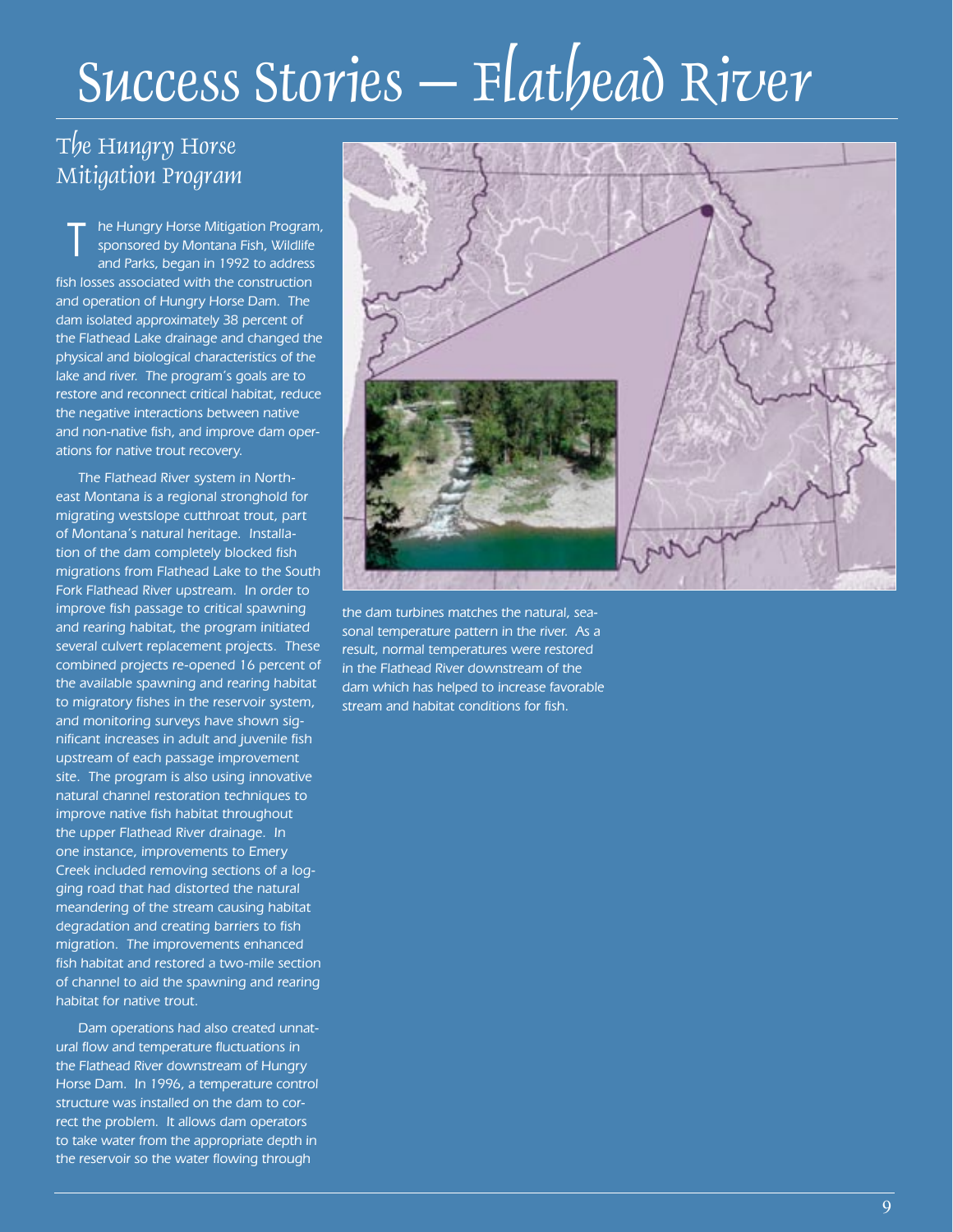# Success Stories — Flathead River

## The Hungry Horse Mitigation Program

The Hungry Horse Mitigation Program, sponsored by Montana Fish, Wildlife and Parks, began in 1992 to address fish losses associated with the construction and operation of Hungry Horse Dam. The dam isolated approximately 38 percent of the Flathead Lake drainage and changed the physical and biological characteristics of the lake and river. The program's goals are to restore and reconnect critical habitat, reduce the negative interactions between native and non-native fish, and improve dam operations for native trout recovery.

The Flathead River system in Northeast Montana is a regional stronghold for migrating westslope cutthroat trout, part of Montana's natural heritage. Installation of the dam completely blocked fish migrations from Flathead Lake to the South Fork Flathead River upstream. In order to improve fish passage to critical spawning and rearing habitat, the program initiated several culvert replacement projects. These combined projects re-opened 16 percent of the available spawning and rearing habitat to migratory fishes in the reservoir system, and monitoring surveys have shown significant increases in adult and juvenile fish upstream of each passage improvement site. The program is also using innovative natural channel restoration techniques to improve native fish habitat throughout the upper Flathead River drainage. In one instance, improvements to Emery Creek included removing sections of a logging road that had distorted the natural meandering of the stream causing habitat degradation and creating barriers to fish migration. The improvements enhanced fish habitat and restored a two-mile section of channel to aid the spawning and rearing habitat for native trout.

Dam operations had also created unnatural flow and temperature fluctuations in the Flathead River downstream of Hungry Horse Dam. In 1996, a temperature control structure was installed on the dam to correct the problem. It allows dam operators to take water from the appropriate depth in the reservoir so the water flowing through the dam turbines matches the natural, seasonal temperature pattern in the river. As a result, normal temperatures were restored in the Flathead River downstream of the dam which has helped to increase favorable stream and habitat conditions for fish.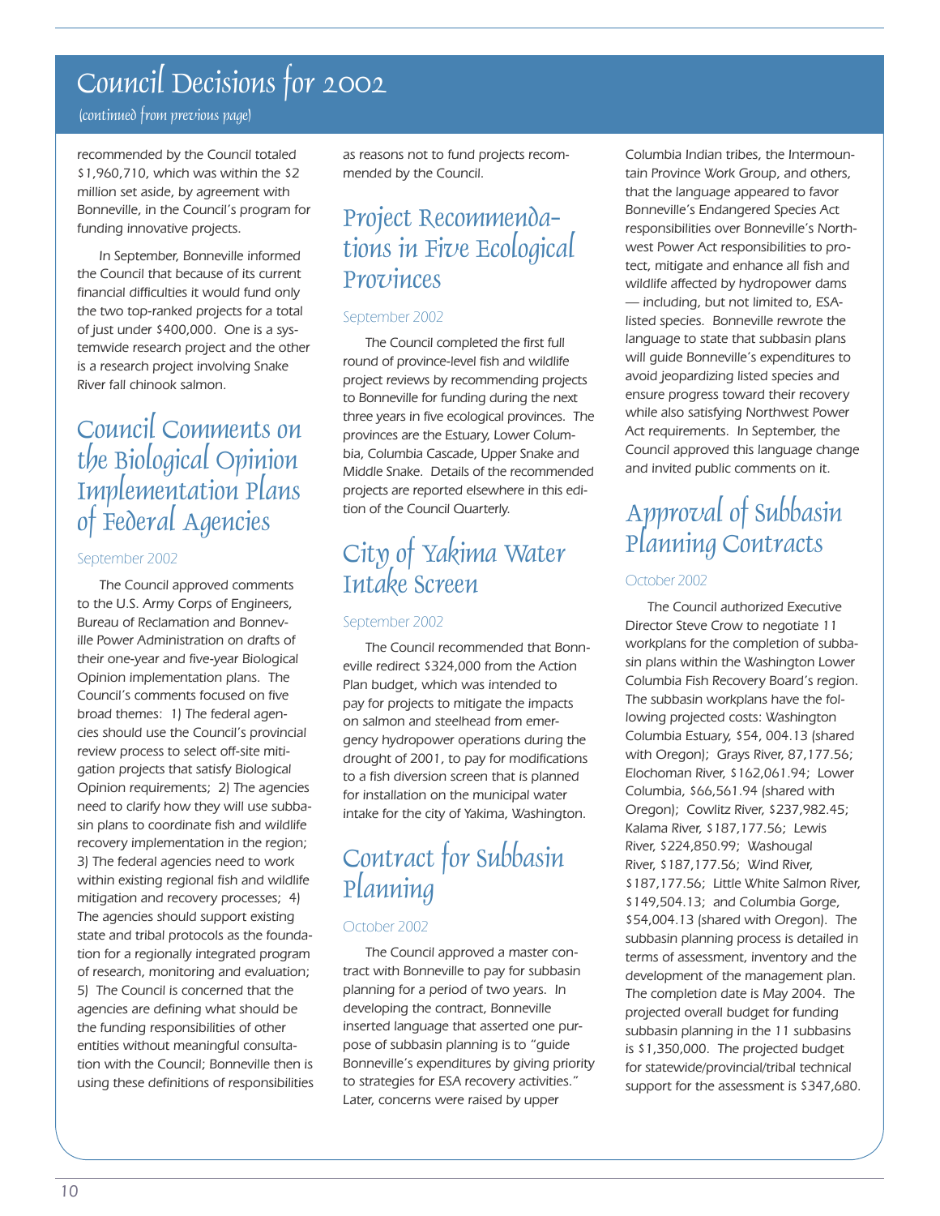# Council Decisions for 2002

*(continued from previous page)*

recommended by the Council totaled $1,960,710, which was within the $2 million set aside, by agreement with Bonneville, in the Council's program for funding innovative projects.

In September, Bonneville informed the Council that because of its current financial difficulties it would fund only the two top-ranked projects for a total of just under $400,000. One is a systemwide research project and the other is a research project involving Snake River fall chinook salmon.

## Council Comments on the Biological Opinion Implementation Plans of Federal Agencies

September 2002

The Council approved comments to the U.S. Army Corps of Engineers, Bureau of Reclamation and Bonneville Power Administration on drafts of their one-year and five-year Biological Opinion implementation plans. The Council's comments focused on five broad themes: 1) The federal agencies should use the Council's provincial review process to select off-site mitigation projects that satisfy Biological Opinion requirements; 2) The agencies need to clarify how they will use subbasin plans to coordinate fish and wildlife recovery implementation in the region; 3) The federal agencies need to work within existing regional fish and wildlife mitigation and recovery processes; 4) The agencies should support existing state and tribal protocols as the foundation for a regionally integrated program of research, monitoring and evaluation; 5) The Council is concerned that the agencies are defining what should be the funding responsibilities of other entities without meaningful consultation with the Council; Bonneville then is using these definitions of responsibilities as reasons not to fund projects recommended by the Council.

## Project Recommendations in Five Ecological Provinces

September 2002

The Council completed the first full round of province-level fish and wildlife project reviews by recommending projects to Bonneville for funding during the next three years in five ecological provinces. The provinces are the Estuary, Lower Columbia, Columbia Cascade, Upper Snake and Middle Snake. Details of the recommended projects are reported elsewhere in this edition of the Council Quarterly.

## City of Yakima Water Intake Screen

September 2002

The Council recommended that Bonneville redirect $324,000 from the Action Plan budget, which was intended to pay for projects to mitigate the impacts on salmon and steelhead from emergency hydropower operations during the drought of 2001, to pay for modifications to a fish diversion screen that is planned for installation on the municipal water intake for the city of Yakima, Washington.

## Contract for Subbasin Planning

October 2002

The Council approved a master contract with Bonneville to pay for subbasin planning for a period of two years. In developing the contract, Bonneville inserted language that asserted one purpose of subbasin planning is to "guide Bonneville's expenditures by giving priority to strategies for ESA recovery activities." Later, concerns were raised by upper Columbia Indian tribes, the Intermountain Province Work Group, and others, that the language appeared to favor Bonneville's Endangered Species Act responsibilities over Bonneville's Northwest Power Act responsibilities to protect, mitigate and enhance all fish and wildlife affected by hydropower dams — including, but not limited to, ESA-listed species. Bonneville rewrote the language to state that subbasin plans will guide Bonneville's expenditures to avoid jeopardizing listed species and ensure progress toward their recovery while also satisfying Northwest Power Act requirements. In September, the Council approved this language change and invited public comments on it.

## Approval of Subbasin Planning Contracts

October 2002

The Council authorized Executive Director Steve Crow to negotiate 11 workplans for the completion of subbasin plans within the Washington Lower Columbia Fish Recovery Board's region. The subbasin workplans have the following projected costs: Washington Columbia Estuary, $54, 004.13 (shared with Oregon); Grays River, 87,177.56; Elochoman River, $162,061.94; Lower Columbia, $66,561.94 (shared with Oregon); Cowlitz River, $237,982.45; Kalama River, $187,177.56; Lewis River, $224,850.99; Washougal River, $187,177.56; Wind River, $187,177.56; Little White Salmon River, $149,504.13; and Columbia Gorge, $54,004.13 (shared with Oregon). The subbasin planning process is detailed in terms of assessment, inventory and the development of the management plan. The completion date is May 2004. The projected overall budget for funding subbasin planning in the 11 subbasins is $1,350,000. The projected budget for statewide/provincial/tribal technical support for the assessment is $347,680.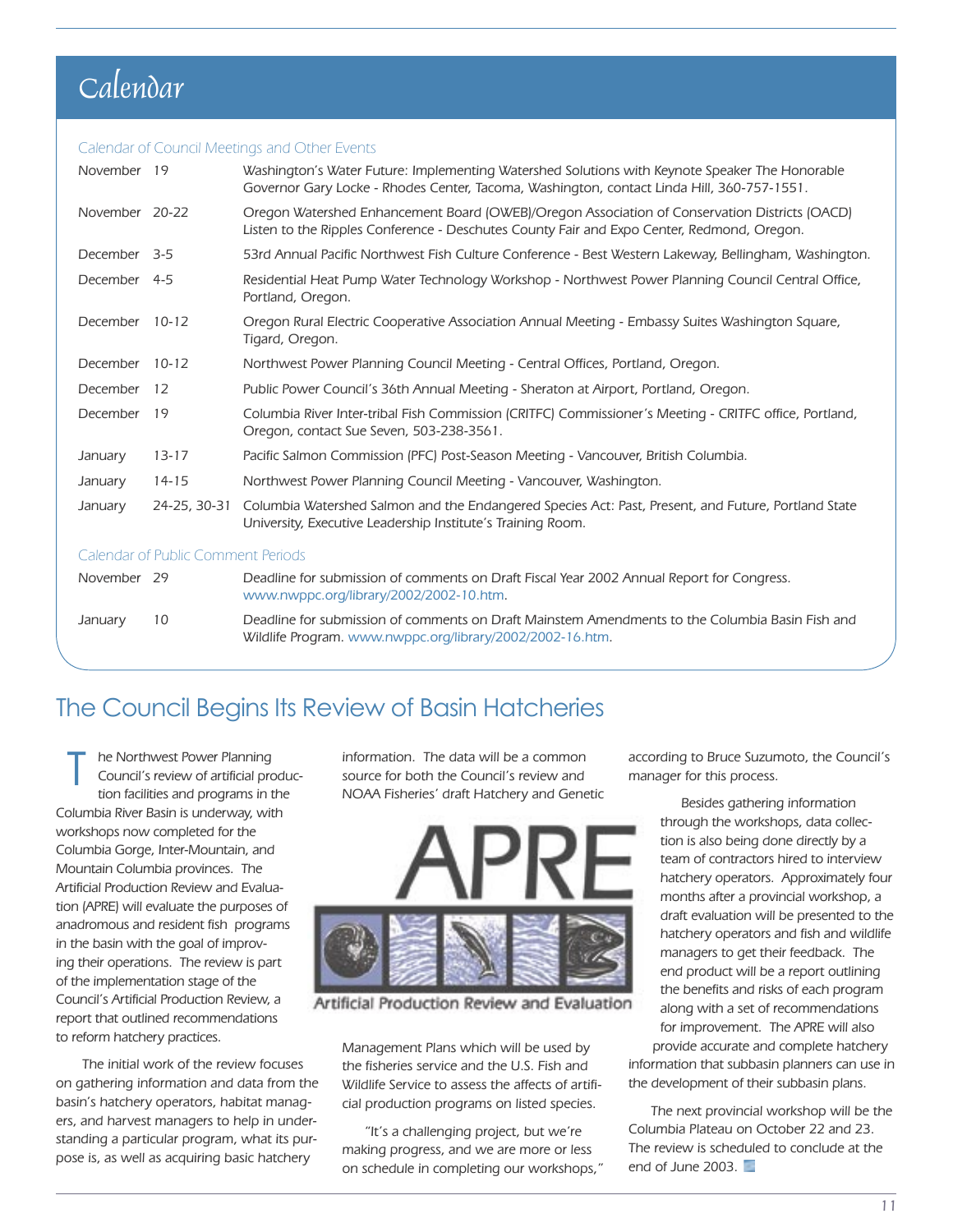# Calendar

## Calendar of Council Meetings and Other Events

| | | |
|---|---|---|
| November | 19 | Washington's Water Future: Implementing Watershed Solutions with Keynote Speaker The Honorable Governor Gary Locke - Rhodes Center, Tacoma, Washington, contact Linda Hill, 360-757-1551. |
| November | 20-22 | Oregon Watershed Enhancement Board (OWEB)/Oregon Association of Conservation Districts (OACD) Listen to the Ripples Conference - Deschutes County Fair and Expo Center, Redmond, Oregon. |
| December | 3-5 | 53rd Annual Pacific Northwest Fish Culture Conference - Best Western Lakeway, Bellingham, Washington. |
| December | 4-5 | Residential Heat Pump Water Technology Workshop - Northwest Power Planning Council Central Office, Portland, Oregon. |
| December | 10-12 | Oregon Rural Electric Cooperative Association Annual Meeting - Embassy Suites Washington Square, Tigard, Oregon. |
| December | 10-12 | Northwest Power Planning Council Meeting - Central Offices, Portland, Oregon. |
| December | 12 | Public Power Council's 36th Annual Meeting - Sheraton at Airport, Portland, Oregon. |
| December | 19 | Columbia River Inter-tribal Fish Commission (CRITFC) Commissioner's Meeting - CRITFC office, Portland, Oregon, contact Sue Seven, 503-238-3561. |
| January | 13-17 | Pacific Salmon Commission (PFC) Post-Season Meeting - Vancouver, British Columbia. |
| January | 14-15 | Northwest Power Planning Council Meeting - Vancouver, Washington. |
| January | 24-25, 30-31 | Columbia Watershed Salmon and the Endangered Species Act: Past, Present, and Future, Portland State University, Executive Leadership Institute's Training Room. |

## Calendar of Public Comment Periods

| | | |
|---|---|---|
| November | 29 | Deadline for submission of comments on Draft Fiscal Year 2002 Annual Report for Congress. www.nwppc.org/library/2002/2002-10.htm. |
| January | 10 | Deadline for submission of comments on Draft Mainstem Amendments to the Columbia Basin Fish and Wildlife Program. www.nwppc.org/library/2002/2002-16.htm. |

# The Council Begins Its Review of Basin Hatcheries

The Northwest Power Planning Council's review of artificial production facilities and programs in the Columbia River Basin is underway, with workshops now completed for the Columbia Gorge, Inter-Mountain, and Mountain Columbia provinces. The Artificial Production Review and Evaluation (APRE) will evaluate the purposes of anadromous and resident fish programs in the basin with the goal of improving their operations. The review is part of the implementation stage of the Council's Artificial Production Review, a report that outlined recommendations to reform hatchery practices.

The initial work of the review focuses on gathering information and data from the basin's hatchery operators, habitat managers, and harvest managers to help in understanding a particular program, what its purpose is, as well as acquiring basic hatchery information. The data will be a common source for both the Council's review and NOAA Fisheries' draft Hatchery and Genetic Management Plans which will be used by the fisheries service and the U.S. Fish and Wildlife Service to assess the affects of artificial production programs on listed species.

APRE

Artificial Production Review and Evaluation

"It's a challenging project, but we're making progress, and we are more or less on schedule in completing our workshops," according to Bruce Suzumoto, the Council's manager for this process.

Besides gathering information through the workshops, data collection is also being done directly by a team of contractors hired to interview hatchery operators. Approximately four months after a provincial workshop, a draft evaluation will be presented to the hatchery operators and fish and wildlife managers to get their feedback. The end product will be a report outlining the benefits and risks of each program along with a set of recommendations for improvement. The APRE will also provide accurate and complete hatchery information that subbasin planners can use in the development of their subbasin plans.

The next provincial workshop will be the Columbia Plateau on October 22 and 23. The review is scheduled to conclude at the end of June 2003.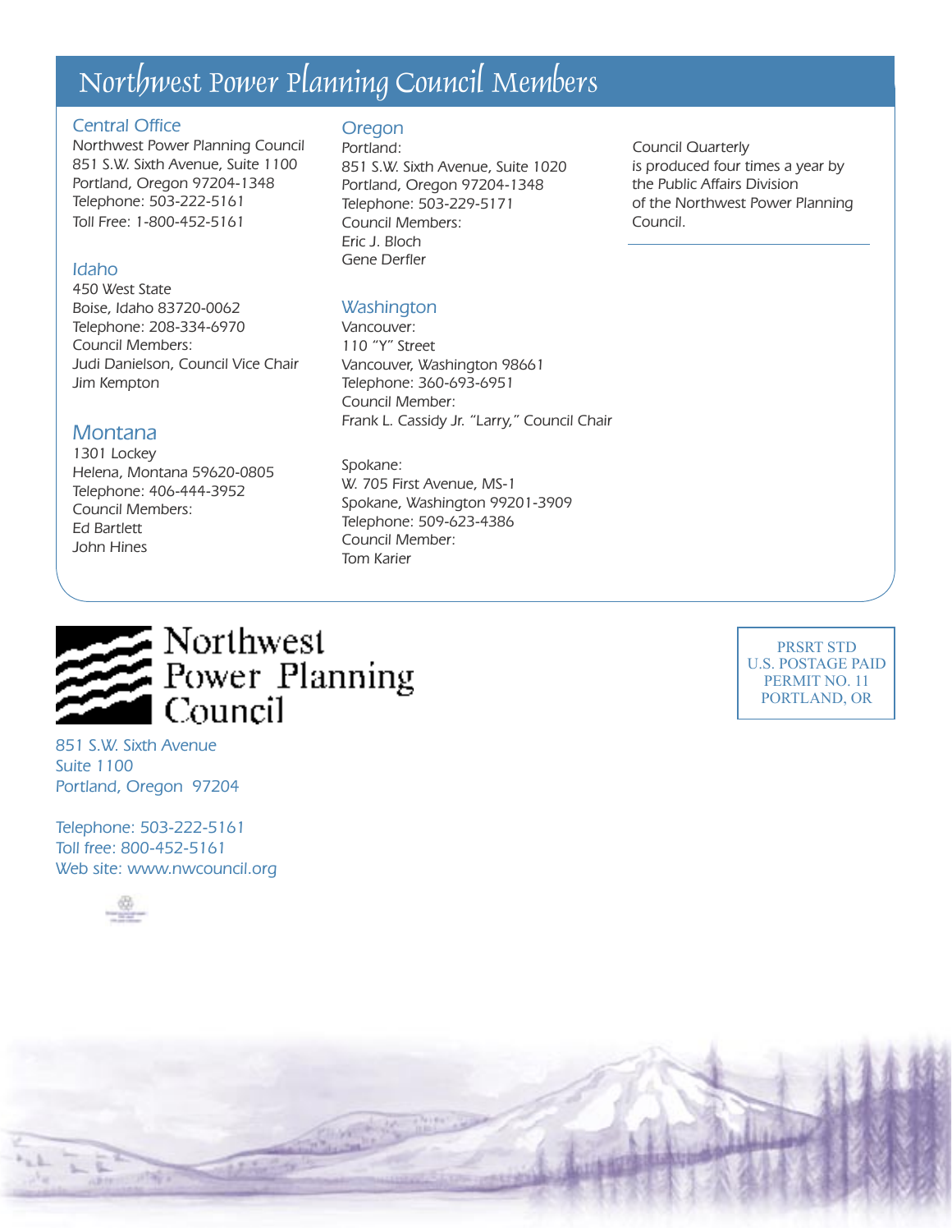# Northwest Power Planning Council Members

## Central Office

Northwest Power Planning Council
851 S.W. Sixth Avenue, Suite 1100
Portland, Oregon 97204-1348
Telephone: 503-222-5161
Toll Free: 1-800-452-5161

## Idaho

450 West State
Boise, Idaho 83720-0062
Telephone: 208-334-6970
Council Members:
Judi Danielson, Council Vice Chair
Jim Kempton

## Montana

1301 Lockey
Helena, Montana 59620-0805
Telephone: 406-444-3952
Council Members:
Ed Bartlett
John Hines

## Oregon

Portland:
851 S.W. Sixth Avenue, Suite 1020
Portland, Oregon 97204-1348
Telephone: 503-229-5171
Council Members:
Eric J. Bloch
Gene Derfler

## Washington

Vancouver:
110 "Y" Street
Vancouver, Washington 98661
Telephone: 360-693-6951
Council Member:
Frank L. Cassidy Jr. "Larry," Council Chair

Spokane:
W. 705 First Avenue, MS-1
Spokane, Washington 99201-3909
Telephone: 509-623-4386
Council Member:
Tom Karier

Council Quarterly is produced four times a year by the Public Affairs Division of the Northwest Power Planning Council.

---

Northwest Power Planning Council

851 S.W. Sixth Avenue
Suite 1100
Portland, Oregon 97204

Telephone: 503-222-5161
Toll free: 800-452-5161
Web site: www.nwcouncil.org

PRSRT STD
U.S. POSTAGE PAID
PERMIT NO. 11
PORTLAND, OR